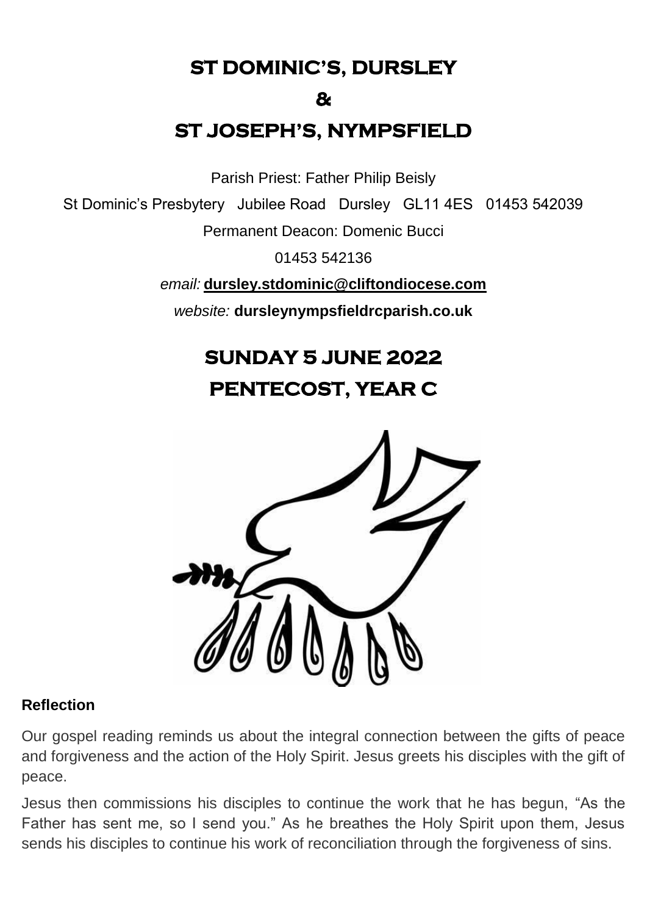# ST DOMINIC'S, DURSLEY

# &

# ST JOSEPH'S, NYMPSFIELD

Parish Priest: Father Philip Beisly

St Dominic's Presbytery   Jubilee Road   Dursley   GL11 4ES   01453 542039

Permanent Deacon: Domenic Bucci

01453 542136

*email:* **dursley.stdominic@cliftondiocese.com**

*website:* **dursleynympsfieldrcparish.co.uk**

# SUNDAY 5 JUNE 2022

# PENTECOST, YEAR C

### Reflection

Our gospel reading reminds us about the integral connection between the gifts of peace and forgiveness and the action of the Holy Spirit. Jesus greets his disciples with the gift of peace.

Jesus then commissions his disciples to continue the work that he has begun, "As the Father has sent me, so I send you." As he breathes the Holy Spirit upon them, Jesus sends his disciples to continue his work of reconciliation through the forgiveness of sins.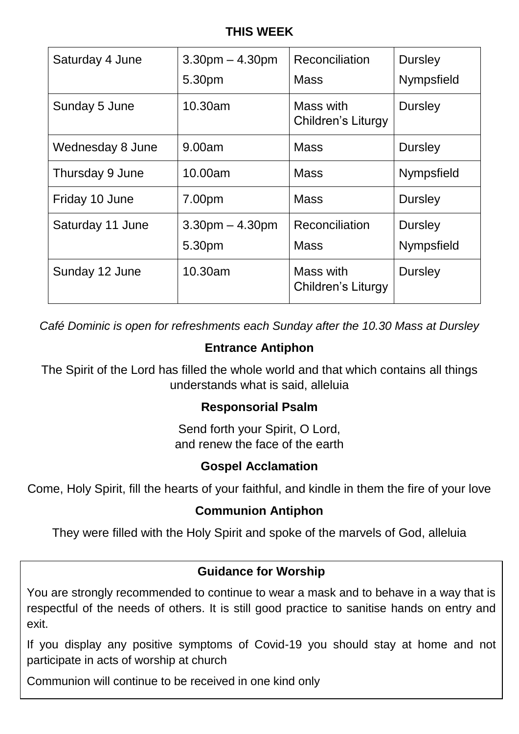## THIS WEEK

| | | | |
|---|---|---|---|
| Saturday 4 June | 3.30pm – 4.30pm<br>5.30pm | Reconciliation<br>Mass | Dursley<br>Nympsfield |
| Sunday 5 June | 10.30am | Mass with Children's Liturgy | Dursley |
| Wednesday 8 June | 9.00am | Mass | Dursley |
| Thursday 9 June | 10.00am | Mass | Nympsfield |
| Friday 10 June | 7.00pm | Mass | Dursley |
| Saturday 11 June | 3.30pm – 4.30pm<br>5.30pm | Reconciliation<br>Mass | Dursley<br>Nympsfield |
| Sunday 12 June | 10.30am | Mass with Children's Liturgy | Dursley |

*Café Dominic is open for refreshments each Sunday after the 10.30 Mass at Dursley*

### Entrance Antiphon

The Spirit of the Lord has filled the whole world and that which contains all things understands what is said, alleluia

### Responsorial Psalm

Send forth your Spirit, O Lord,
and renew the face of the earth

### Gospel Acclamation

Come, Holy Spirit, fill the hearts of your faithful, and kindle in them the fire of your love

### Communion Antiphon

They were filled with the Holy Spirit and spoke of the marvels of God, alleluia

### Guidance for Worship

You are strongly recommended to continue to wear a mask and to behave in a way that is respectful of the needs of others. It is still good practice to sanitise hands on entry and exit.

If you display any positive symptoms of Covid-19 you should stay at home and not participate in acts of worship at church

Communion will continue to be received in one kind only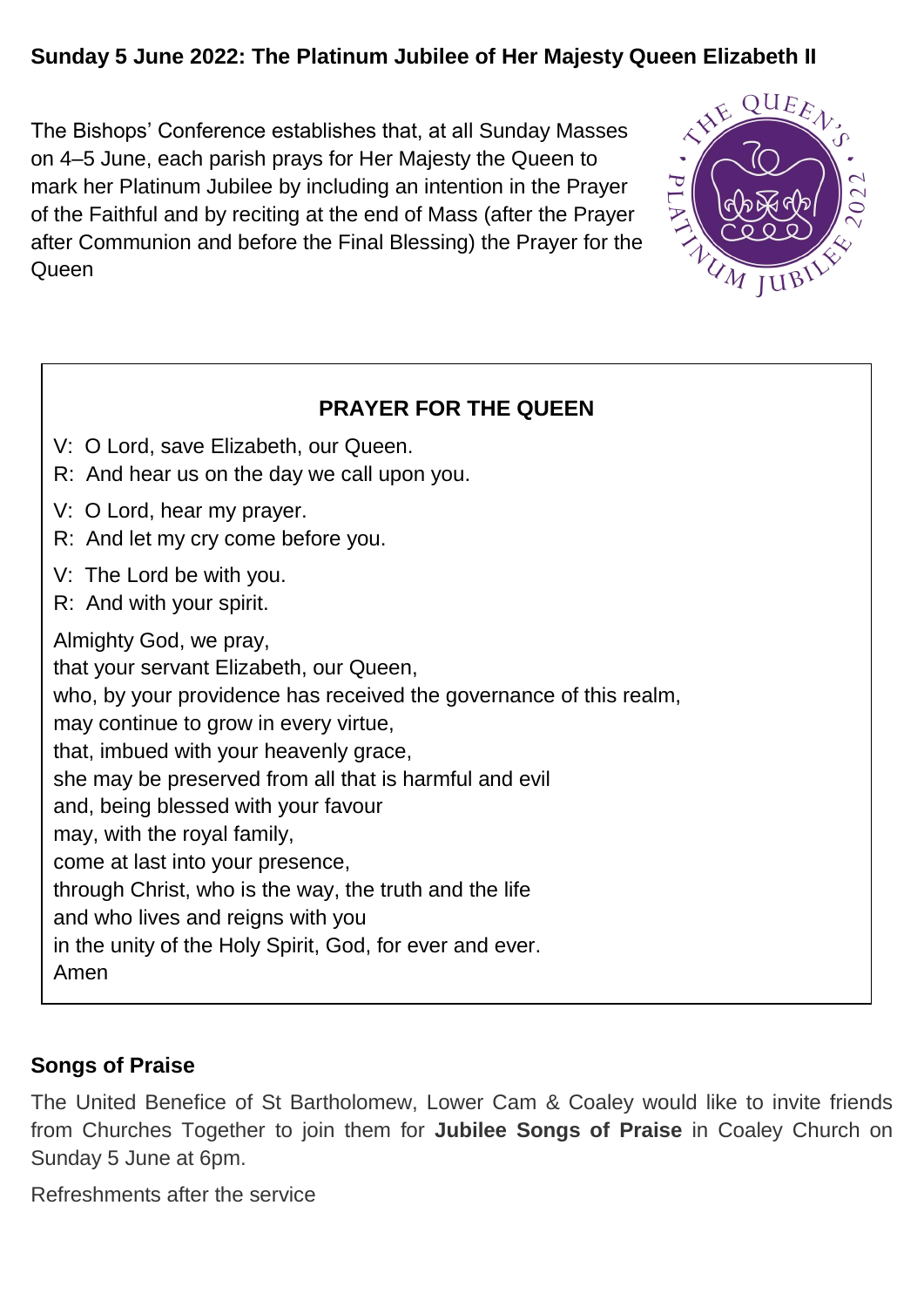**Sunday 5 June 2022: The Platinum Jubilee of Her Majesty Queen Elizabeth II**

The Bishops' Conference establishes that, at all Sunday Masses on 4–5 June, each parish prays for Her Majesty the Queen to mark her Platinum Jubilee by including an intention in the Prayer of the Faithful and by reciting at the end of Mass (after the Prayer after Communion and before the Final Blessing) the Prayer for the Queen

**PRAYER FOR THE QUEEN**

V: O Lord, save Elizabeth, our Queen.
R: And hear us on the day we call upon you.

V: O Lord, hear my prayer.
R: And let my cry come before you.

V: The Lord be with you.
R: And with your spirit.

Almighty God, we pray,
that your servant Elizabeth, our Queen,
who, by your providence has received the governance of this realm,
may continue to grow in every virtue,
that, imbued with your heavenly grace,
she may be preserved from all that is harmful and evil
and, being blessed with your favour
may, with the royal family,
come at last into your presence,
through Christ, who is the way, the truth and the life
and who lives and reigns with you
in the unity of the Holy Spirit, God, for ever and ever.
Amen

**Songs of Praise**

The United Benefice of St Bartholomew, Lower Cam & Coaley would like to invite friends from Churches Together to join them for **Jubilee Songs of Praise** in Coaley Church on Sunday 5 June at 6pm.

Refreshments after the service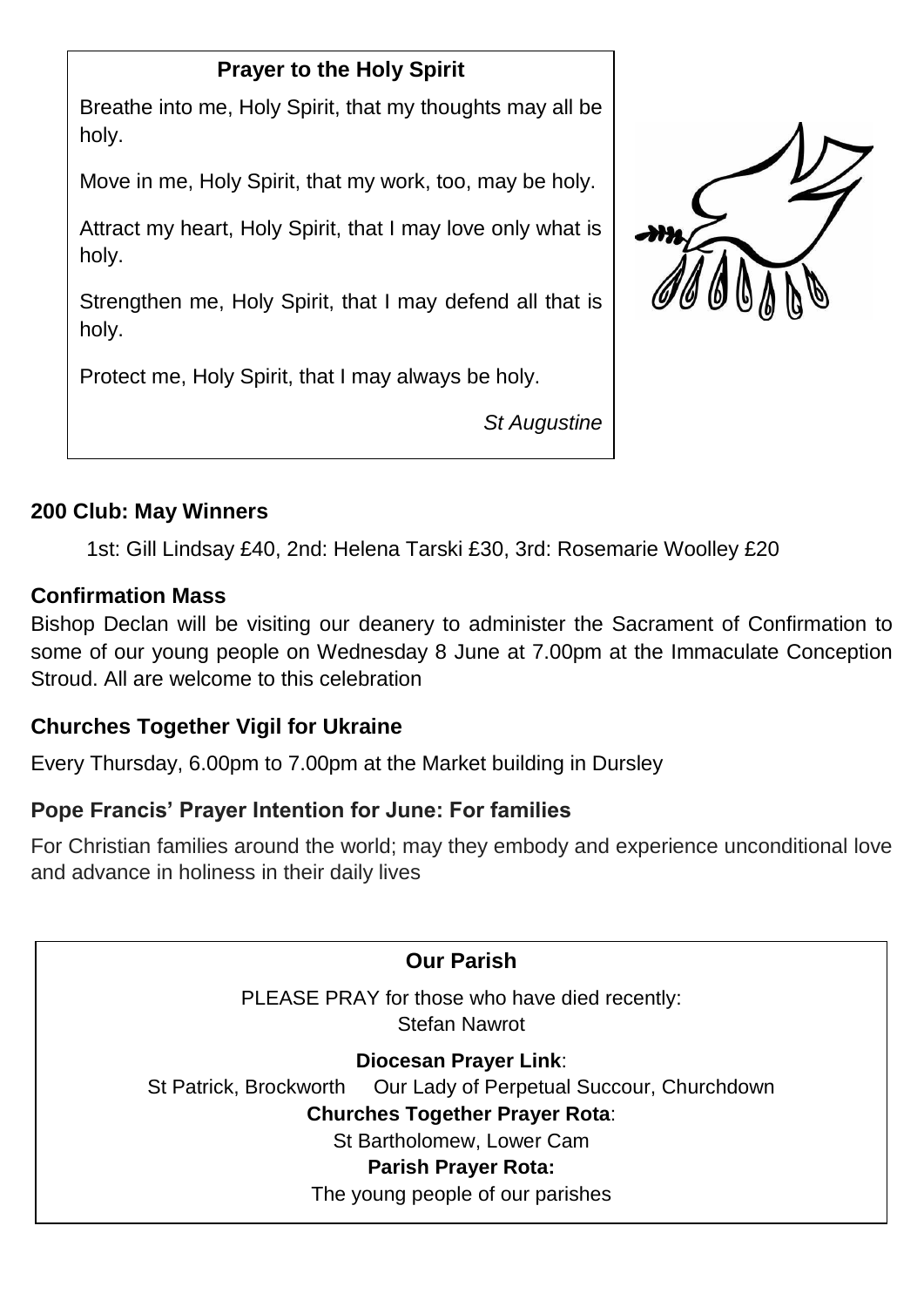### Prayer to the Holy Spirit

Breathe into me, Holy Spirit, that my thoughts may all be holy.

Move in me, Holy Spirit, that my work, too, may be holy.

Attract my heart, Holy Spirit, that I may love only what is holy.

Strengthen me, Holy Spirit, that I may defend all that is holy.

Protect me, Holy Spirit, that I may always be holy.

*St Augustine*

### 200 Club: May Winners

1st: Gill Lindsay £40, 2nd: Helena Tarski £30, 3rd: Rosemarie Woolley £20

### Confirmation Mass

Bishop Declan will be visiting our deanery to administer the Sacrament of Confirmation to some of our young people on Wednesday 8 June at 7.00pm at the Immaculate Conception Stroud. All are welcome to this celebration

### Churches Together Vigil for Ukraine

Every Thursday, 6.00pm to 7.00pm at the Market building in Dursley

### Pope Francis' Prayer Intention for June: For families

For Christian families around the world; may they embody and experience unconditional love and advance in holiness in their daily lives

### Our Parish

PLEASE PRAY for those who have died recently:
Stefan Nawrot

**Diocesan Prayer Link**:
St Patrick, Brockworth Our Lady of Perpetual Succour, Churchdown

**Churches Together Prayer Rota**:
St Bartholomew, Lower Cam

**Parish Prayer Rota:**
The young people of our parishes